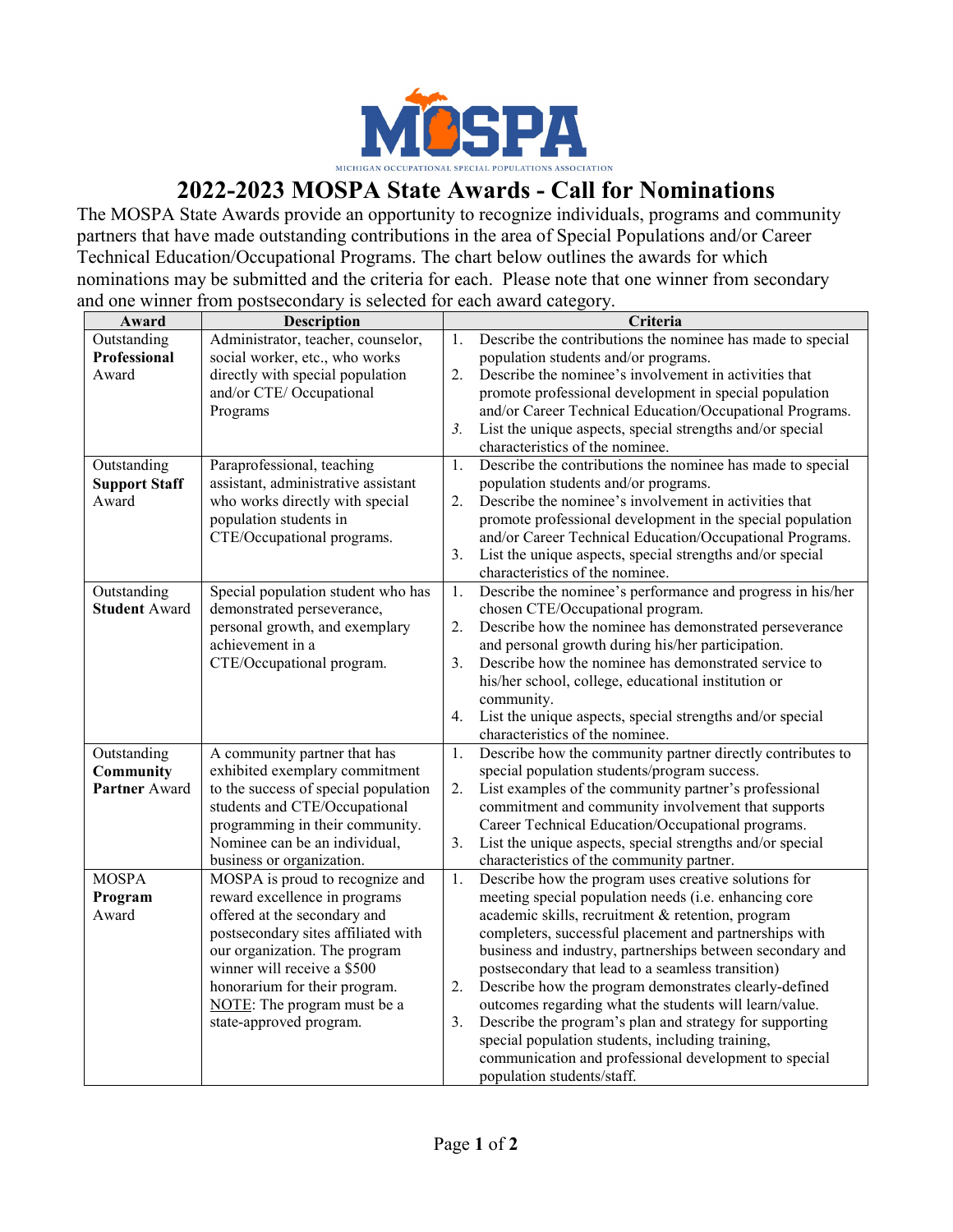MOSPA

MICHIGAN OCCUPATIONAL SPECIAL POPULATIONS ASSOCIATION

# 2022-2023 MOSPA State Awards - Call for Nominations

The MOSPA State Awards provide an opportunity to recognize individuals, programs and community partners that have made outstanding contributions in the area of Special Populations and/or Career Technical Education/Occupational Programs. The chart below outlines the awards for which nominations may be submitted and the criteria for each. Please note that one winner from secondary and one winner from postsecondary is selected for each award category.

| Award | Description | Criteria |
|---|---|---|
| Outstanding **Professional** Award | Administrator, teacher, counselor, social worker, etc., who works directly with special population and/or CTE/ Occupational Programs | 1. Describe the contributions the nominee has made to special population students and/or programs.<br>2. Describe the nominee's involvement in activities that promote professional development in special population and/or Career Technical Education/Occupational Programs.<br>*3.* List the unique aspects, special strengths and/or special characteristics of the nominee. |
| Outstanding **Support Staff** Award | Paraprofessional, teaching assistant, administrative assistant who works directly with special population students in CTE/Occupational programs. | 1. Describe the contributions the nominee has made to special population students and/or programs.<br>2. Describe the nominee's involvement in activities that promote professional development in the special population and/or Career Technical Education/Occupational Programs.<br>3. List the unique aspects, special strengths and/or special characteristics of the nominee. |
| Outstanding **Student** Award | Special population student who has demonstrated perseverance, personal growth, and exemplary achievement in a CTE/Occupational program. | 1. Describe the nominee's performance and progress in his/her chosen CTE/Occupational program.<br>2. Describe how the nominee has demonstrated perseverance and personal growth during his/her participation.<br>3. Describe how the nominee has demonstrated service to his/her school, college, educational institution or community.<br>4. List the unique aspects, special strengths and/or special characteristics of the nominee. |
| Outstanding **Community Partner** Award | A community partner that has exhibited exemplary commitment to the success of special population students and CTE/Occupational programming in their community. Nominee can be an individual, business or organization. | 1. Describe how the community partner directly contributes to special population students/program success.<br>2. List examples of the community partner's professional commitment and community involvement that supports Career Technical Education/Occupational programs.<br>3. List the unique aspects, special strengths and/or special characteristics of the community partner. |
| MOSPA **Program** Award | MOSPA is proud to recognize and reward excellence in programs offered at the secondary and postsecondary sites affiliated with our organization. The program winner will receive a $500 honorarium for their program. <u>NOTE</u>: The program must be a state-approved program. | 1. Describe how the program uses creative solutions for meeting special population needs (i.e. enhancing core academic skills, recruitment & retention, program completers, successful placement and partnerships with business and industry, partnerships between secondary and postsecondary that lead to a seamless transition)<br>2. Describe how the program demonstrates clearly-defined outcomes regarding what the students will learn/value.<br>3. Describe the program's plan and strategy for supporting special population students, including training, communication and professional development to special population students/staff. |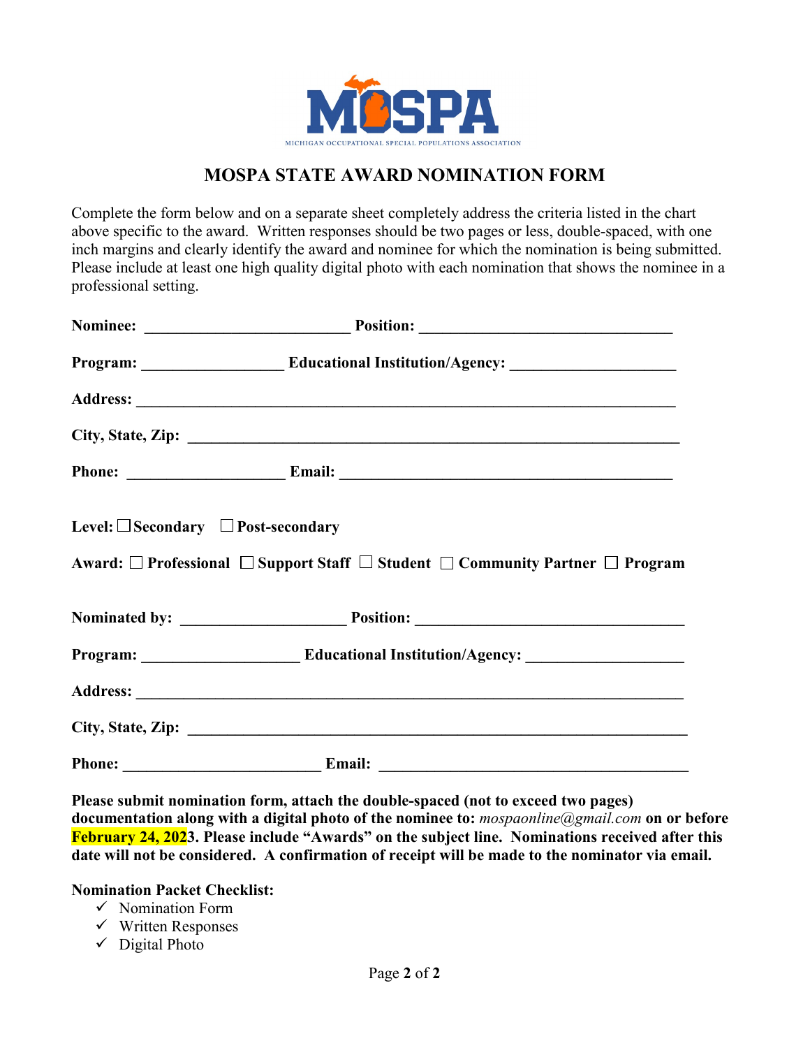# MOSPA STATE AWARD NOMINATION FORM

Complete the form below and on a separate sheet completely address the criteria listed in the chart above specific to the award. Written responses should be two pages or less, double-spaced, with one inch margins and clearly identify the award and nominee for which the nomination is being submitted. Please include at least one high quality digital photo with each nomination that shows the nominee in a professional setting.

**Nominee:** __________________________ **Position:** ________________________________

**Program:** _________________ **Educational Institution/Agency:** ____________________

**Address:** ____________________________________________________________________

**City, State, Zip:** _____________________________________________________________

**Phone:** ____________________ **Email:** __________________________________________

**Level:** ☐ **Secondary** ☐ **Post-secondary**

**Award:** ☐ **Professional** ☐ **Support Staff** ☐ **Student** ☐ **Community Partner** ☐ **Program**

**Nominated by:** _____________________ **Position:** __________________________________

**Program:** ___________________ **Educational Institution/Agency:** ___________________

**Address:** ____________________________________________________________________

**City, State, Zip:** _____________________________________________________________

**Phone:** _________________________ **Email:** _______________________________________

**Please submit nomination form, attach the double-spaced (not to exceed two pages) documentation along with a digital photo of the nominee to:** *mospaonline@gmail.com* **on or before February 24, 2023. Please include "Awards" on the subject line. Nominations received after this date will not be considered. A confirmation of receipt will be made to the nominator via email.**

**Nomination Packet Checklist:**

- ✓ Nomination Form
- ✓ Written Responses
- ✓ Digital Photo